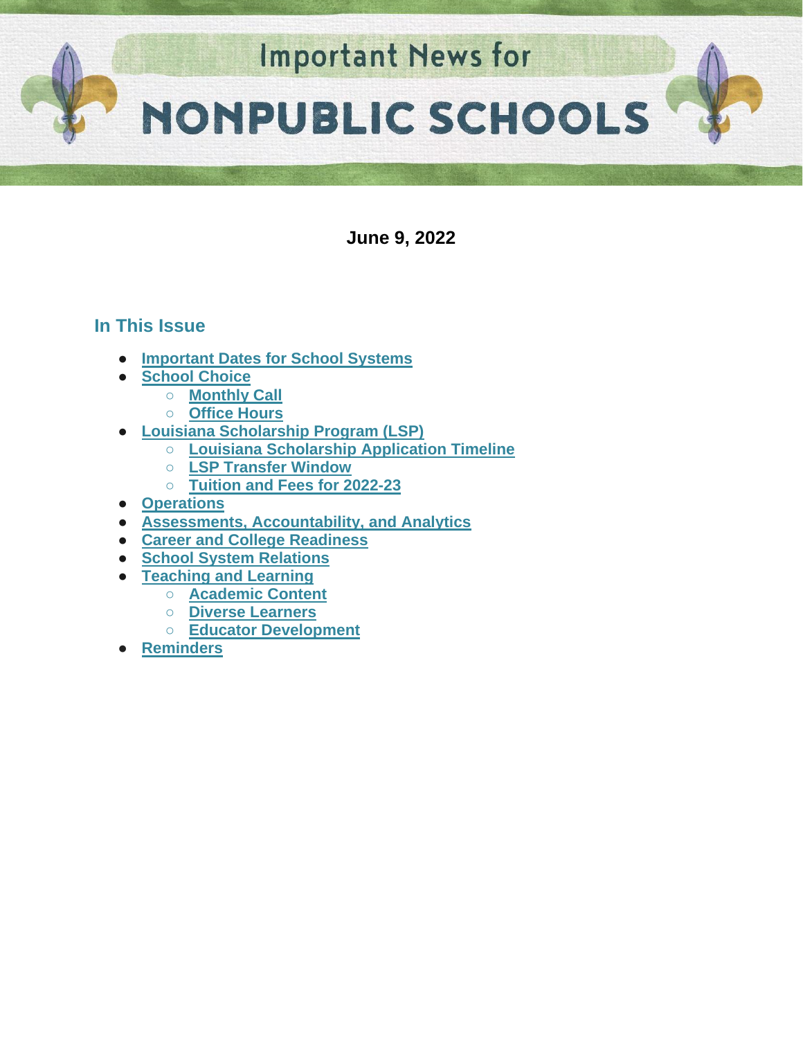# Important News for NONPUBLIC SCHOOLS

**June 9, 2022**

## In This Issue

- Important Dates for School Systems
- School Choice
  - Monthly Call
  - Office Hours
- Louisiana Scholarship Program (LSP)
  - Louisiana Scholarship Application Timeline
  - LSP Transfer Window
  - Tuition and Fees for 2022-23
- Operations
- Assessments, Accountability, and Analytics
- Career and College Readiness
- School System Relations
- Teaching and Learning
  - Academic Content
  - Diverse Learners
  - Educator Development
- Reminders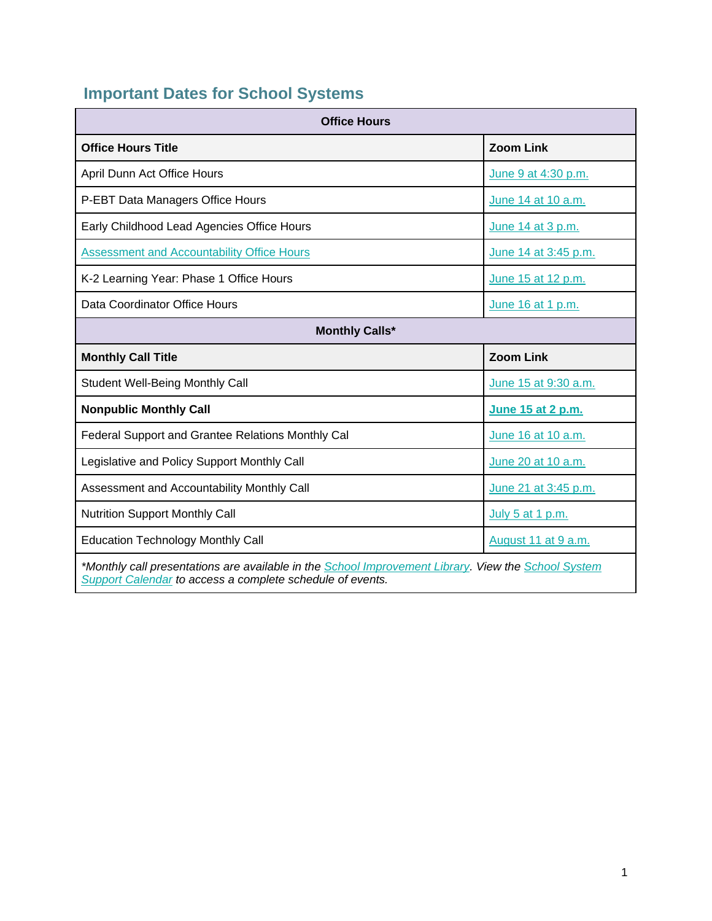## Important Dates for School Systems

| Office Hours | |
|---|---|
| **Office Hours Title** | **Zoom Link** |
| April Dunn Act Office Hours | June 9 at 4:30 p.m. |
| P-EBT Data Managers Office Hours | June 14 at 10 a.m. |
| Early Childhood Lead Agencies Office Hours | June 14 at 3 p.m. |
| Assessment and Accountability Office Hours | June 14 at 3:45 p.m. |
| K-2 Learning Year: Phase 1 Office Hours | June 15 at 12 p.m. |
| Data Coordinator Office Hours | June 16 at 1 p.m. |
| **Monthly Calls*** | |
| **Monthly Call Title** | **Zoom Link** |
| Student Well-Being Monthly Call | June 15 at 9:30 a.m. |
| **Nonpublic Monthly Call** | **June 15 at 2 p.m.** |
| Federal Support and Grantee Relations Monthly Cal | June 16 at 10 a.m. |
| Legislative and Policy Support Monthly Call | June 20 at 10 a.m. |
| Assessment and Accountability Monthly Call | June 21 at 3:45 p.m. |
| Nutrition Support Monthly Call | July 5 at 1 p.m. |
| Education Technology Monthly Call | August 11 at 9 a.m. |

**Monthly calls***

**Monthly call footnote:** **Monthly call* presentations are available in the School Improvement Library. View the School System Support Calendar to access a complete schedule of events.**

## Important Dates for School Systems

| Office Hours | |
|---|---|
| **Office Hours Title** | **Zoom Link** |
| April Dunn Act Office Hours | June 9 at 4:30 p.m. |
| P-EBT Data Managers Office Hours | June 14 at 10 a.m. |
| Early Childhood Lead Agencies Office Hours | June 14 at 3 p.m. |
| Assessment and Accountability Office Hours | June 14 at 3:45 p.m. |
| K-2 Learning Year: Phase 1 Office Hours | June 15 at 12 p.m. |
| Data Coordinator Office Hours | June 16 at 1 p.m. |
| **Monthly Calls*** | |
| **Monthly Call Title** | **Zoom Link** |
| Student Well-Being Monthly Call | June 15 at 9:30 a.m. |
| **Nonpublic Monthly Call** | **June 15 at 2 p.m.** |
| Federal Support and Grantee Relations Monthly Cal | June 16 at 10 a.m. |
| Legislative and Policy Support Monthly Call | June 20 at 10 a.m. |
| Assessment and Accountability Monthly Call | June 21 at 3:45 p.m. |
| Nutrition Support Monthly Call | July 5 at 1 p.m. |
| Education Technology Monthly Call | August 11 at 9 a.m. |

*\*Monthly call presentations are available in the School Improvement Library. View the School System Support Calendar to access a complete schedule of events.*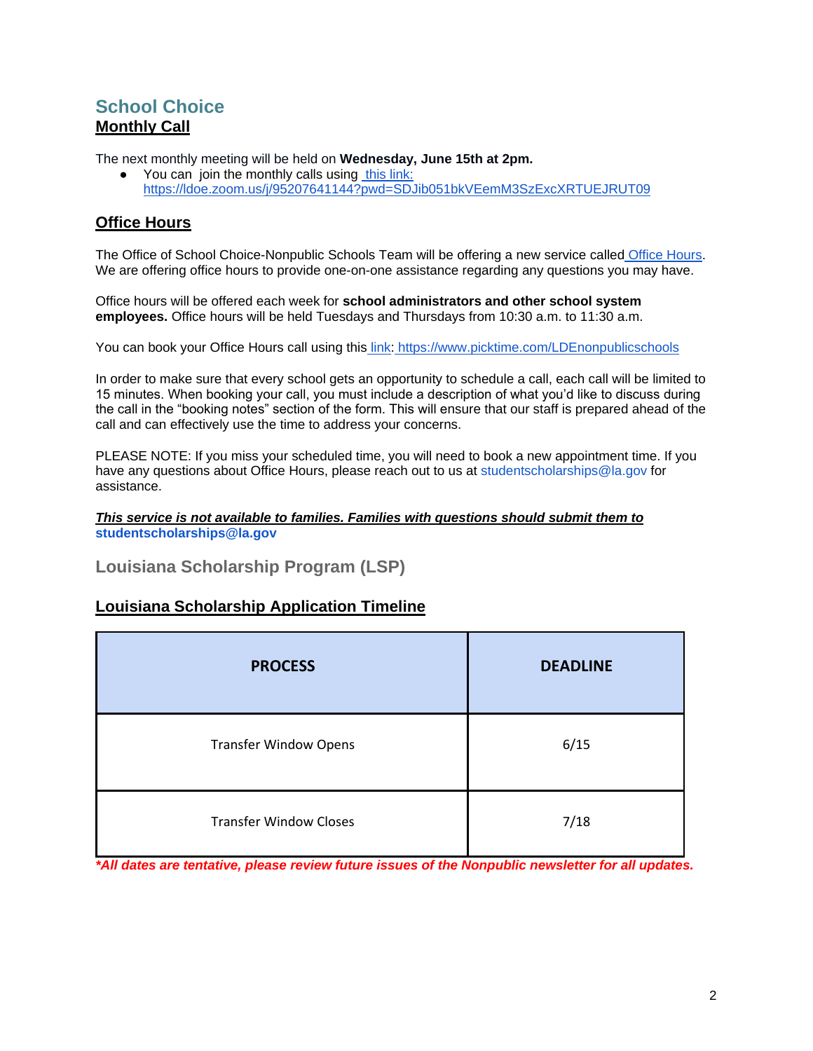# School Choice

## Monthly Call

The next monthly meeting will be held on **Wednesday, June 15th at 2pm.**

- You can join the monthly calls using [this link:](https://ldoe.zoom.us/j/95207641144?pwd=SDJib051bkVEemM3SzExcXRTUEJRUT09) https://ldoe.zoom.us/j/95207641144?pwd=SDJib051bkVEemM3SzExcXRTUEJRUT09

## Office Hours

The Office of School Choice-Nonpublic Schools Team will be offering a new service called Office Hours. We are offering office hours to provide one-on-one assistance regarding any questions you may have.

Office hours will be offered each week for **school administrators and other school system employees.** Office hours will be held Tuesdays and Thursdays from 10:30 a.m. to 11:30 a.m.

You can book your Office Hours call using this link: https://www.picktime.com/LDEnonpublicschools

In order to make sure that every school gets an opportunity to schedule a call, each call will be limited to 15 minutes. When booking your call, you must include a description of what you'd like to discuss during the call in the "booking notes" section of the form. This will ensure that our staff is prepared ahead of the call and can effectively use the time to address your concerns.

PLEASE NOTE: If you miss your scheduled time, you will need to book a new appointment time. If you have any questions about Office Hours, please reach out to us at studentscholarships@la.gov for assistance.

***This service is not available to families. Families with questions should submit them to*** **studentscholarships@la.gov**

# Louisiana Scholarship Program (LSP)

## Louisiana Scholarship Application Timeline

| PROCESS | DEADLINE |
|---|---|
| Transfer Window Opens | 6/15 |
| Transfer Window Closes | 7/18 |

***\*All dates are tentative, please review future issues of the Nonpublic newsletter for all updates.***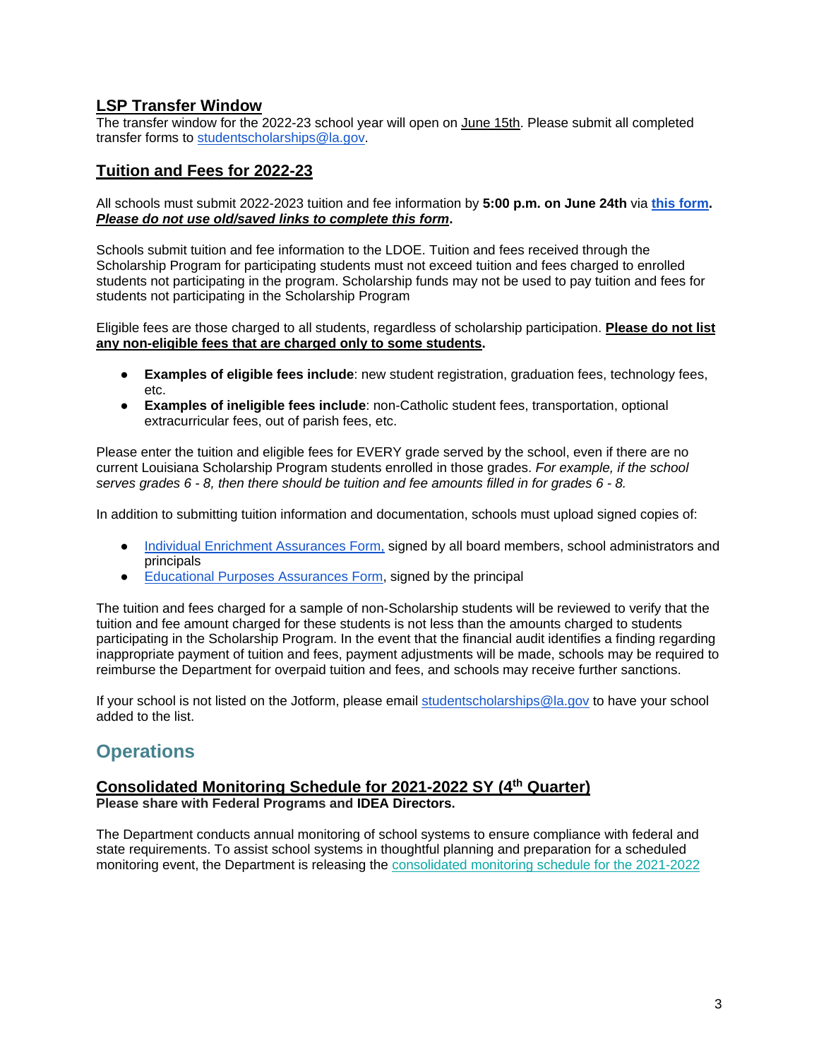### LSP Transfer Window

The transfer window for the 2022-23 school year will open on June 15th. Please submit all completed transfer forms to studentscholarships@la.gov.

### Tuition and Fees for 2022-23

All schools must submit 2022-2023 tuition and fee information by **5:00 p.m. on June 24th** via **this form**. ***Please do not use old/saved links to complete this form*.**

Schools submit tuition and fee information to the LDOE. Tuition and fees received through the Scholarship Program for participating students must not exceed tuition and fees charged to enrolled students not participating in the program. Scholarship funds may not be used to pay tuition and fees for students not participating in the Scholarship Program

Eligible fees are those charged to all students, regardless of scholarship participation. **Please do not list any non-eligible fees that are charged only to some students.**

- **Examples of eligible fees include**: new student registration, graduation fees, technology fees, etc.
- **Examples of ineligible fees include**: non-Catholic student fees, transportation, optional extracurricular fees, out of parish fees, etc.

Please enter the tuition and eligible fees for EVERY grade served by the school, even if there are no current Louisiana Scholarship Program students enrolled in those grades. *For example, if the school serves grades 6 - 8, then there should be tuition and fee amounts filled in for grades 6 - 8.*

In addition to submitting tuition information and documentation, schools must upload signed copies of:

- Individual Enrichment Assurances Form, signed by all board members, school administrators and principals
- Educational Purposes Assurances Form, signed by the principal

The tuition and fees charged for a sample of non-Scholarship students will be reviewed to verify that the tuition and fee amount charged for these students is not less than the amounts charged to students participating in the Scholarship Program. In the event that the financial audit identifies a finding regarding inappropriate payment of tuition and fees, payment adjustments will be made, schools may be required to reimburse the Department for overpaid tuition and fees, and schools may receive further sanctions.

If your school is not listed on the Jotform, please email studentscholarships@la.gov to have your school added to the list.

## Operations

### Consolidated Monitoring Schedule for 2021-2022 SY (4th Quarter)

**Please share with Federal Programs and IDEA Directors.**

The Department conducts annual monitoring of school systems to ensure compliance with federal and state requirements. To assist school systems in thoughtful planning and preparation for a scheduled monitoring event, the Department is releasing the consolidated monitoring schedule for the 2021-2022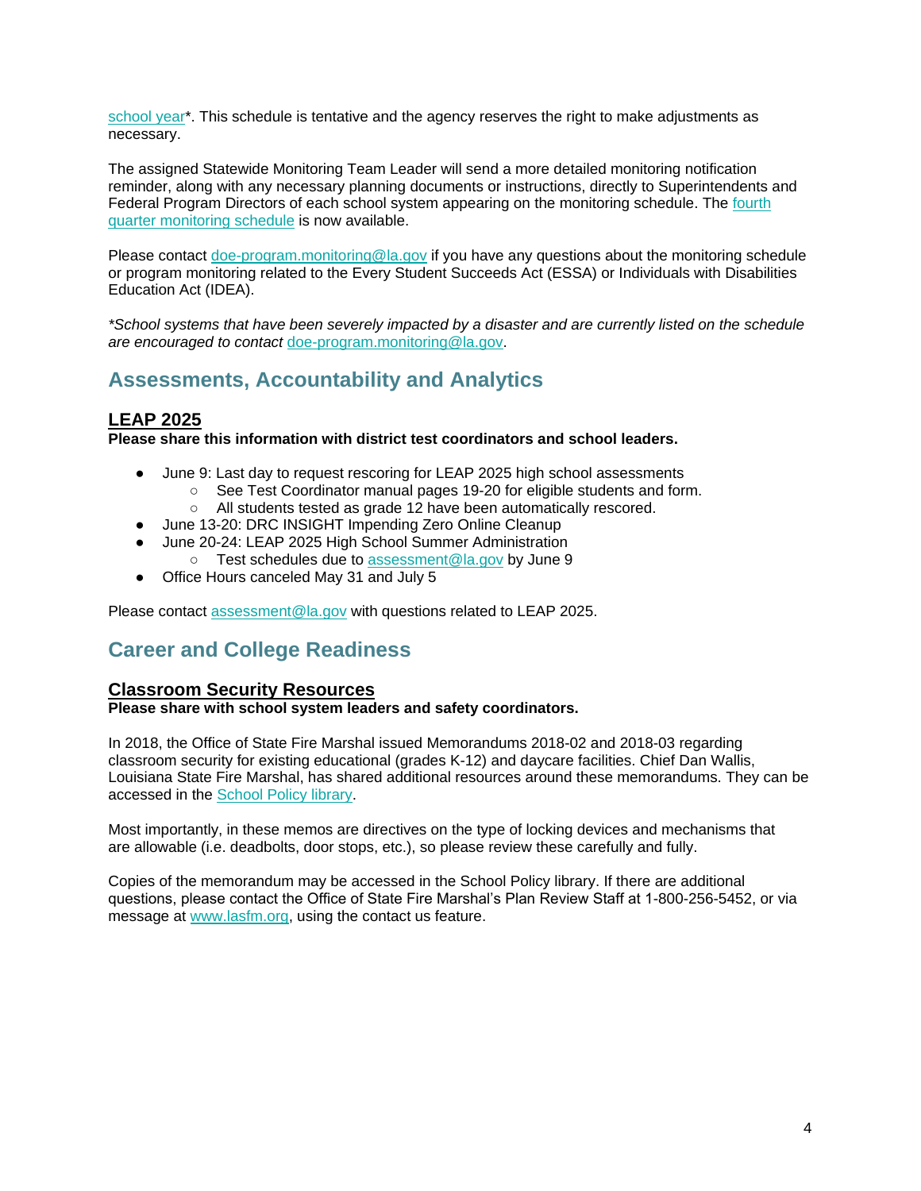school year*. This schedule is tentative and the agency reserves the right to make adjustments as necessary.

The assigned Statewide Monitoring Team Leader will send a more detailed monitoring notification reminder, along with any necessary planning documents or instructions, directly to Superintendents and Federal Program Directors of each school system appearing on the monitoring schedule. The fourth quarter monitoring schedule is now available.

Please contact doe-program.monitoring@la.gov if you have any questions about the monitoring schedule or program monitoring related to the Every Student Succeeds Act (ESSA) or Individuals with Disabilities Education Act (IDEA).

*\*School systems that have been severely impacted by a disaster and are currently listed on the schedule are encouraged to contact* doe-program.monitoring@la.gov.

## Assessments, Accountability and Analytics

### LEAP 2025

**Please share this information with district test coordinators and school leaders.**

- June 9: Last day to request rescoring for LEAP 2025 high school assessments
  - See Test Coordinator manual pages 19-20 for eligible students and form.
  - All students tested as grade 12 have been automatically rescored.
- June 13-20: DRC INSIGHT Impending Zero Online Cleanup
- June 20-24: LEAP 2025 High School Summer Administration
  - Test schedules due to assessment@la.gov by June 9
- Office Hours canceled May 31 and July 5

Please contact assessment@la.gov with questions related to LEAP 2025.

## Career and College Readiness

### Classroom Security Resources

**Please share with school system leaders and safety coordinators.**

In 2018, the Office of State Fire Marshal issued Memorandums 2018-02 and 2018-03 regarding classroom security for existing educational (grades K-12) and daycare facilities. Chief Dan Wallis, Louisiana State Fire Marshal, has shared additional resources around these memorandums. They can be accessed in the School Policy library.

Most importantly, in these memos are directives on the type of locking devices and mechanisms that are allowable (i.e. deadbolts, door stops, etc.), so please review these carefully and fully.

Copies of the memorandum may be accessed in the School Policy library. If there are additional questions, please contact the Office of State Fire Marshal's Plan Review Staff at 1-800-256-5452, or via message at www.lasfm.org, using the contact us feature.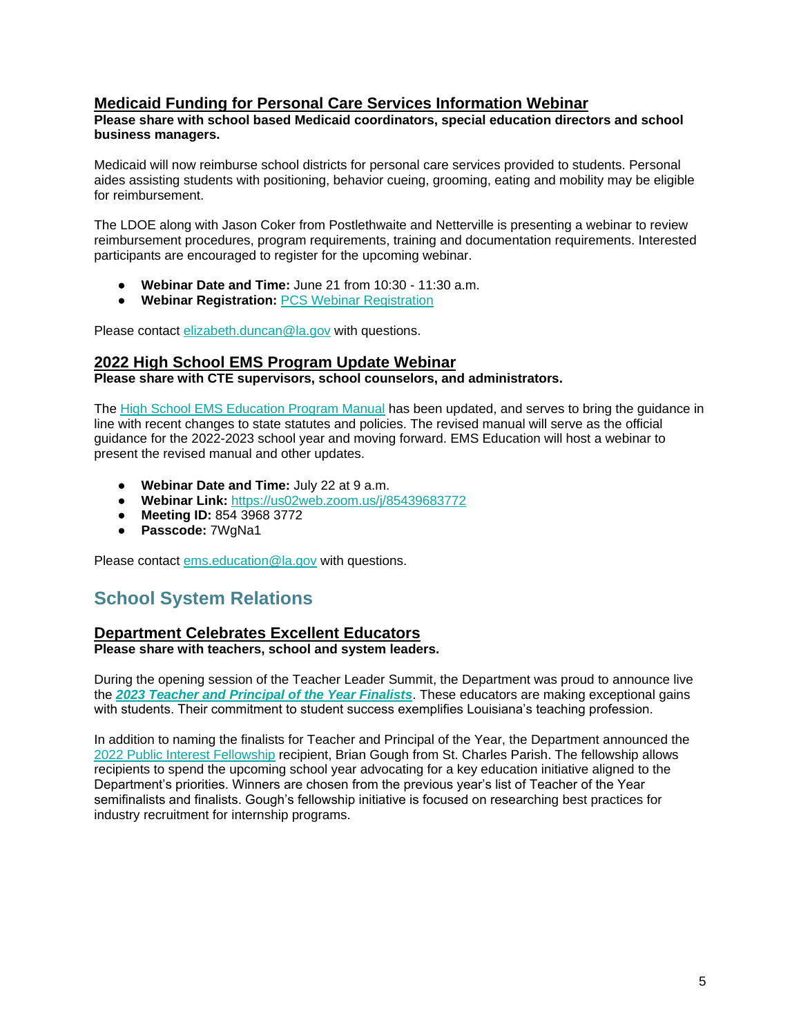### Medicaid Funding for Personal Care Services Information Webinar

**Please share with school based Medicaid coordinators, special education directors and school business managers.**

Medicaid will now reimburse school districts for personal care services provided to students. Personal aides assisting students with positioning, behavior cueing, grooming, eating and mobility may be eligible for reimbursement.

The LDOE along with Jason Coker from Postlethwaite and Netterville is presenting a webinar to review reimbursement procedures, program requirements, training and documentation requirements. Interested participants are encouraged to register for the upcoming webinar.

- **Webinar Date and Time:** June 21 from 10:30 - 11:30 a.m.
- **Webinar Registration:** PCS Webinar Registration

Please contact elizabeth.duncan@la.gov with questions.

### 2022 High School EMS Program Update Webinar

**Please share with CTE supervisors, school counselors, and administrators.**

The High School EMS Education Program Manual has been updated, and serves to bring the guidance in line with recent changes to state statutes and policies. The revised manual will serve as the official guidance for the 2022-2023 school year and moving forward. EMS Education will host a webinar to present the revised manual and other updates.

- **Webinar Date and Time:** July 22 at 9 a.m.
- **Webinar Link:** https://us02web.zoom.us/j/85439683772
- **Meeting ID:** 854 3968 3772
- **Passcode:** 7WgNa1

Please contact ems.education@la.gov with questions.

## School System Relations

### Department Celebrates Excellent Educators

**Please share with teachers, school and system leaders.**

During the opening session of the Teacher Leader Summit, the Department was proud to announce live the ***2023 Teacher and Principal of the Year Finalists***. These educators are making exceptional gains with students. Their commitment to student success exemplifies Louisiana's teaching profession.

In addition to naming the finalists for Teacher and Principal of the Year, the Department announced the 2022 Public Interest Fellowship recipient, Brian Gough from St. Charles Parish. The fellowship allows recipients to spend the upcoming school year advocating for a key education initiative aligned to the Department's priorities. Winners are chosen from the previous year's list of Teacher of the Year semifinalists and finalists. Gough's fellowship initiative is focused on researching best practices for industry recruitment for internship programs.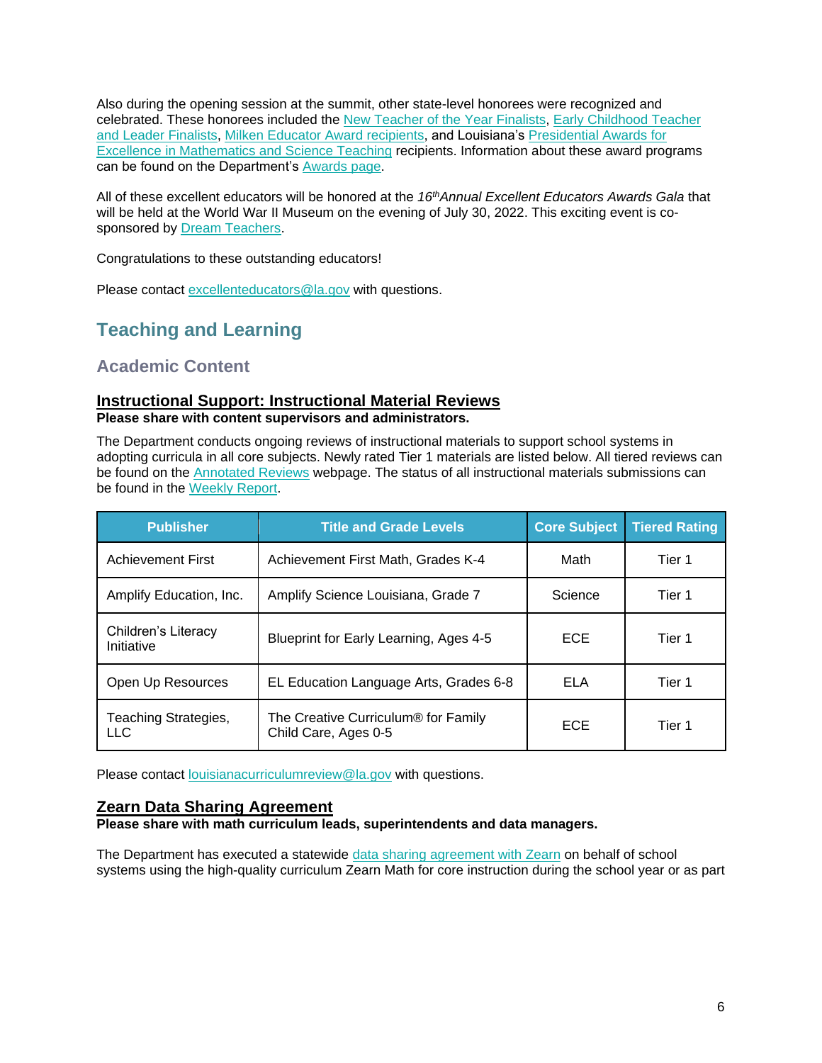Also during the opening session at the summit, other state-level honorees were recognized and celebrated. These honorees included the New Teacher of the Year Finalists, Early Childhood Teacher and Leader Finalists, Milken Educator Award recipients, and Louisiana's Presidential Awards for Excellence in Mathematics and Science Teaching recipients. Information about these award programs can be found on the Department's Awards page.

All of these excellent educators will be honored at the *16th Annual Excellent Educators Awards Gala* that will be held at the World War II Museum on the evening of July 30, 2022. This exciting event is co-sponsored by Dream Teachers.

Congratulations to these outstanding educators!

Please contact excellenteducators@la.gov with questions.

## Teaching and Learning

### Academic Content

#### Instructional Support: Instructional Material Reviews

**Please share with content supervisors and administrators.**

The Department conducts ongoing reviews of instructional materials to support school systems in adopting curricula in all core subjects. Newly rated Tier 1 materials are listed below. All tiered reviews can be found on the Annotated Reviews webpage. The status of all instructional materials submissions can be found in the Weekly Report.

| Publisher | Title and Grade Levels | Core Subject | Tiered Rating |
|---|---|---|---|
| Achievement First | Achievement First Math, Grades K-4 | Math | Tier 1 |
| Amplify Education, Inc. | Amplify Science Louisiana, Grade 7 | Science | Tier 1 |
| Children's Literacy Initiative | Blueprint for Early Learning, Ages 4-5 | ECE | Tier 1 |
| Open Up Resources | EL Education Language Arts, Grades 6-8 | ELA | Tier 1 |
| Teaching Strategies, LLC | The Creative Curriculum® for Family Child Care, Ages 0-5 | ECE | Tier 1 |

Please contact louisianacurriculumreview@la.gov with questions.

#### Zearn Data Sharing Agreement

**Please share with math curriculum leads, superintendents and data managers.**

The Department has executed a statewide data sharing agreement with Zearn on behalf of school systems using the high-quality curriculum Zearn Math for core instruction during the school year or as part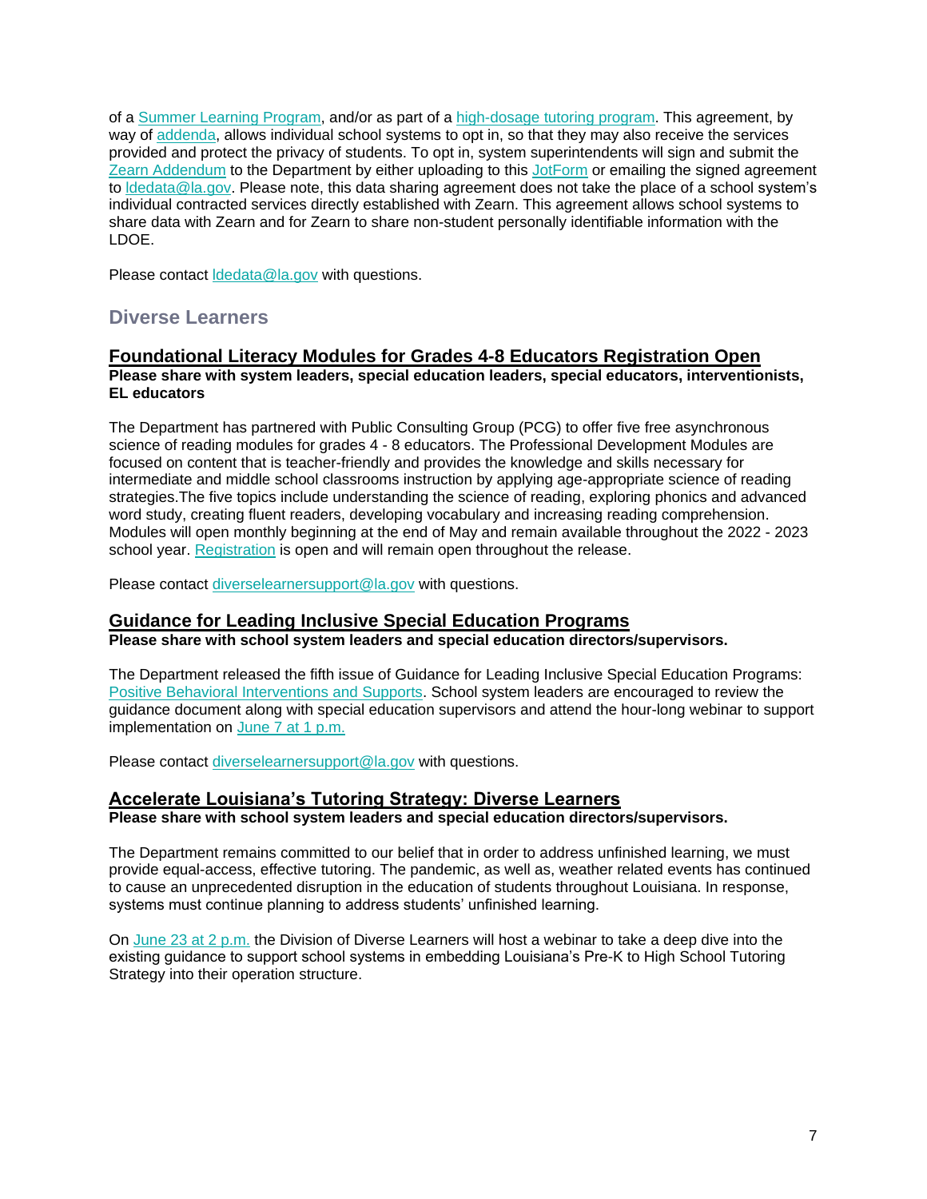of a Summer Learning Program, and/or as part of a high-dosage tutoring program. This agreement, by way of addenda, allows individual school systems to opt in, so that they may also receive the services provided and protect the privacy of students. To opt in, system superintendents will sign and submit the Zearn Addendum to the Department by either uploading to this JotForm or emailing the signed agreement to ldedata@la.gov. Please note, this data sharing agreement does not take the place of a school system's individual contracted services directly established with Zearn. This agreement allows school systems to share data with Zearn and for Zearn to share non-student personally identifiable information with the LDOE.

Please contact ldedata@la.gov with questions.

## Diverse Learners

### Foundational Literacy Modules for Grades 4-8 Educators Registration Open

**Please share with system leaders, special education leaders, special educators, interventionists, EL educators**

The Department has partnered with Public Consulting Group (PCG) to offer five free asynchronous science of reading modules for grades 4 - 8 educators. The Professional Development Modules are focused on content that is teacher-friendly and provides the knowledge and skills necessary for intermediate and middle school classrooms instruction by applying age-appropriate science of reading strategies.The five topics include understanding the science of reading, exploring phonics and advanced word study, creating fluent readers, developing vocabulary and increasing reading comprehension. Modules will open monthly beginning at the end of May and remain available throughout the 2022 - 2023 school year. Registration is open and will remain open throughout the release.

Please contact diverselearnersupport@la.gov with questions.

### Guidance for Leading Inclusive Special Education Programs

**Please share with school system leaders and special education directors/supervisors.**

The Department released the fifth issue of Guidance for Leading Inclusive Special Education Programs: Positive Behavioral Interventions and Supports. School system leaders are encouraged to review the guidance document along with special education supervisors and attend the hour-long webinar to support implementation on June 7 at 1 p.m.

Please contact diverselearnersupport@la.gov with questions.

### Accelerate Louisiana's Tutoring Strategy: Diverse Learners

**Please share with school system leaders and special education directors/supervisors.**

The Department remains committed to our belief that in order to address unfinished learning, we must provide equal-access, effective tutoring. The pandemic, as well as, weather related events has continued to cause an unprecedented disruption in the education of students throughout Louisiana. In response, systems must continue planning to address students' unfinished learning.

On June 23 at 2 p.m. the Division of Diverse Learners will host a webinar to take a deep dive into the existing guidance to support school systems in embedding Louisiana's Pre-K to High School Tutoring Strategy into their operation structure.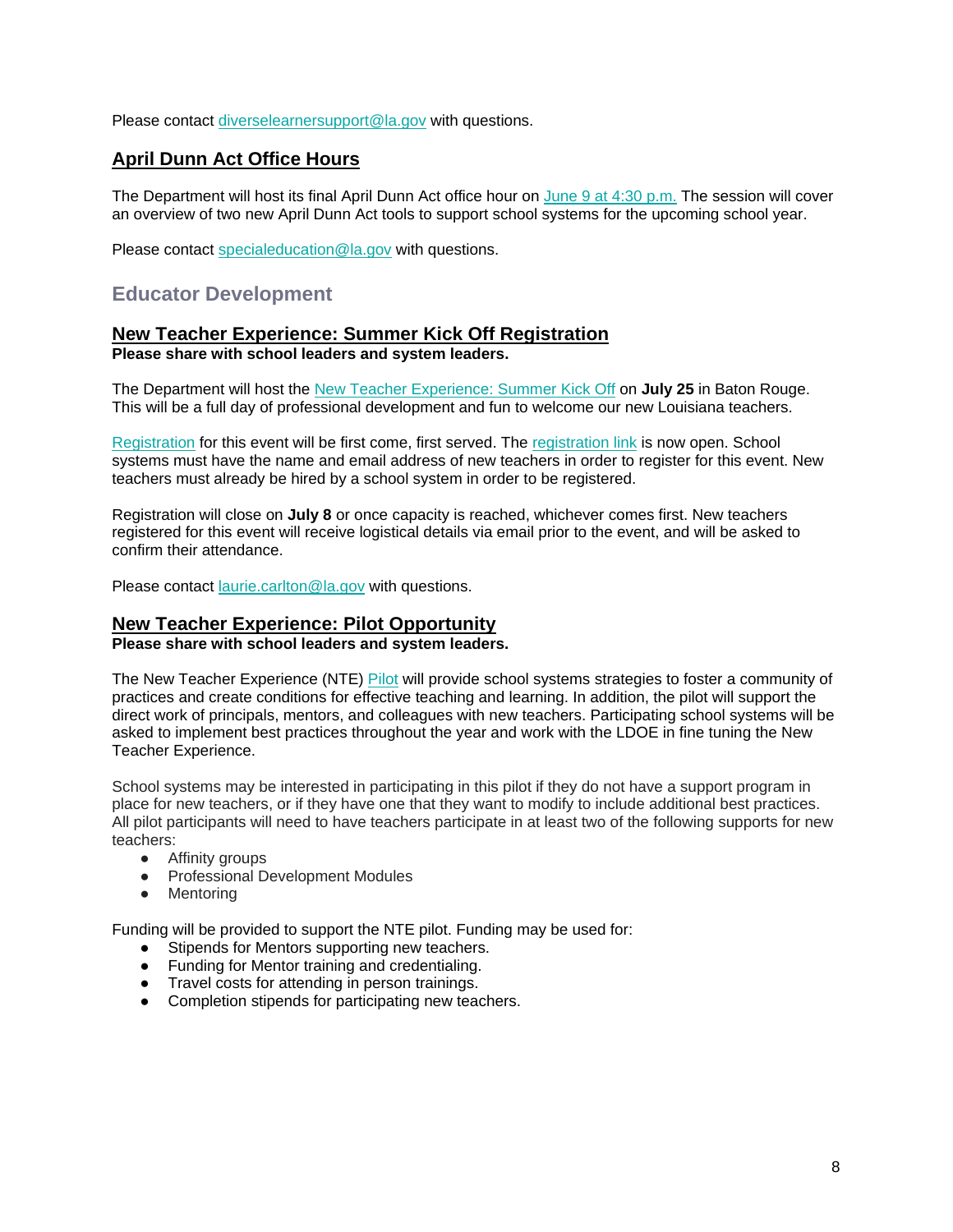Please contact diverselearnersupport@la.gov with questions.

### April Dunn Act Office Hours

The Department will host its final April Dunn Act office hour on June 9 at 4:30 p.m. The session will cover an overview of two new April Dunn Act tools to support school systems for the upcoming school year.

Please contact specialeducation@la.gov with questions.

## Educator Development

### New Teacher Experience: Summer Kick Off Registration

**Please share with school leaders and system leaders.**

The Department will host the New Teacher Experience: Summer Kick Off on **July 25** in Baton Rouge. This will be a full day of professional development and fun to welcome our new Louisiana teachers.

Registration for this event will be first come, first served. The registration link is now open. School systems must have the name and email address of new teachers in order to register for this event. New teachers must already be hired by a school system in order to be registered.

Registration will close on **July 8** or once capacity is reached, whichever comes first. New teachers registered for this event will receive logistical details via email prior to the event, and will be asked to confirm their attendance.

Please contact laurie.carlton@la.gov with questions.

### New Teacher Experience: Pilot Opportunity

**Please share with school leaders and system leaders.**

The New Teacher Experience (NTE) Pilot will provide school systems strategies to foster a community of practices and create conditions for effective teaching and learning. In addition, the pilot will support the direct work of principals, mentors, and colleagues with new teachers. Participating school systems will be asked to implement best practices throughout the year and work with the LDOE in fine tuning the New Teacher Experience.

School systems may be interested in participating in this pilot if they do not have a support program in place for new teachers, or if they have one that they want to modify to include additional best practices. All pilot participants will need to have teachers participate in at least two of the following supports for new teachers:

- Affinity groups
- Professional Development Modules
- Mentoring

Funding will be provided to support the NTE pilot. Funding may be used for:

- Stipends for Mentors supporting new teachers.
- Funding for Mentor training and credentialing.
- Travel costs for attending in person trainings.
- Completion stipends for participating new teachers.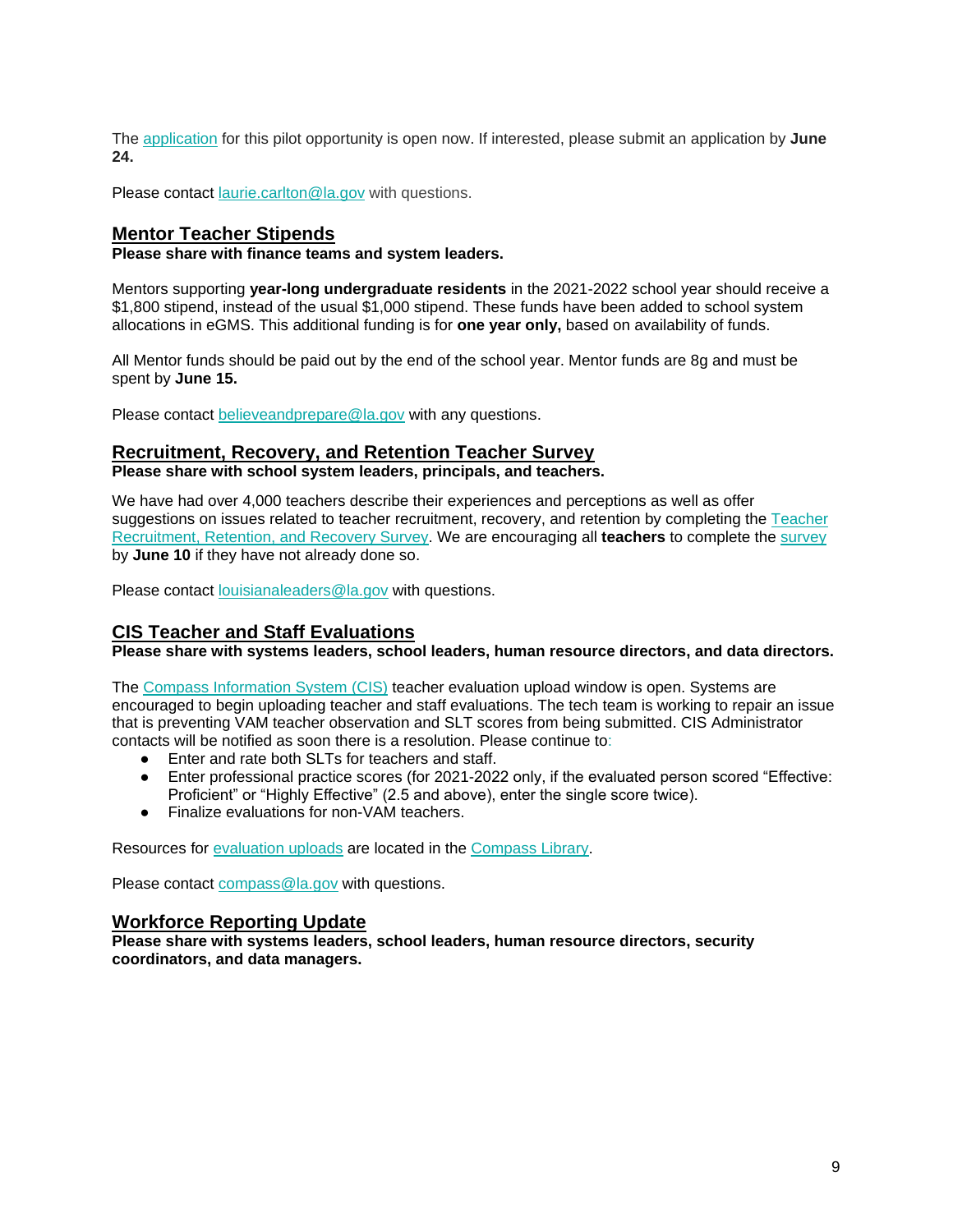The [application](application) for this pilot opportunity is open now. If interested, please submit an application by **June 24.**

Please contact laurie.carlton@la.gov with questions.

## Mentor Teacher Stipends

**Please share with finance teams and system leaders.**

Mentors supporting **year-long undergraduate residents** in the 2021-2022 school year should receive a $1,800 stipend, instead of the usual $1,000 stipend. These funds have been added to school system allocations in eGMS. This additional funding is for **one year only,** based on availability of funds.

All Mentor funds should be paid out by the end of the school year. Mentor funds are 8g and must be spent by **June 15.**

Please contact believeandprepare@la.gov with any questions.

## Recruitment, Recovery, and Retention Teacher Survey

**Please share with school system leaders, principals, and teachers.**

We have had over 4,000 teachers describe their experiences and perceptions as well as offer suggestions on issues related to teacher recruitment, recovery, and retention by completing the Teacher Recruitment, Retention, and Recovery Survey. We are encouraging all **teachers** to complete the survey by **June 10** if they have not already done so.

Please contact louisianaleaders@la.gov with questions.

## CIS Teacher and Staff Evaluations

**Please share with systems leaders, school leaders, human resource directors, and data directors.**

The Compass Information System (CIS) teacher evaluation upload window is open. Systems are encouraged to begin uploading teacher and staff evaluations. The tech team is working to repair an issue that is preventing VAM teacher observation and SLT scores from being submitted. CIS Administrator contacts will be notified as soon there is a resolution. Please continue to:

- Enter and rate both SLTs for teachers and staff.
- Enter professional practice scores (for 2021-2022 only, if the evaluated person scored "Effective: Proficient" or "Highly Effective" (2.5 and above), enter the single score twice).
- Finalize evaluations for non-VAM teachers.

Resources for evaluation uploads are located in the Compass Library.

Please contact compass@la.gov with questions.

## Workforce Reporting Update

**Please share with systems leaders, school leaders, human resource directors, security coordinators, and data managers.**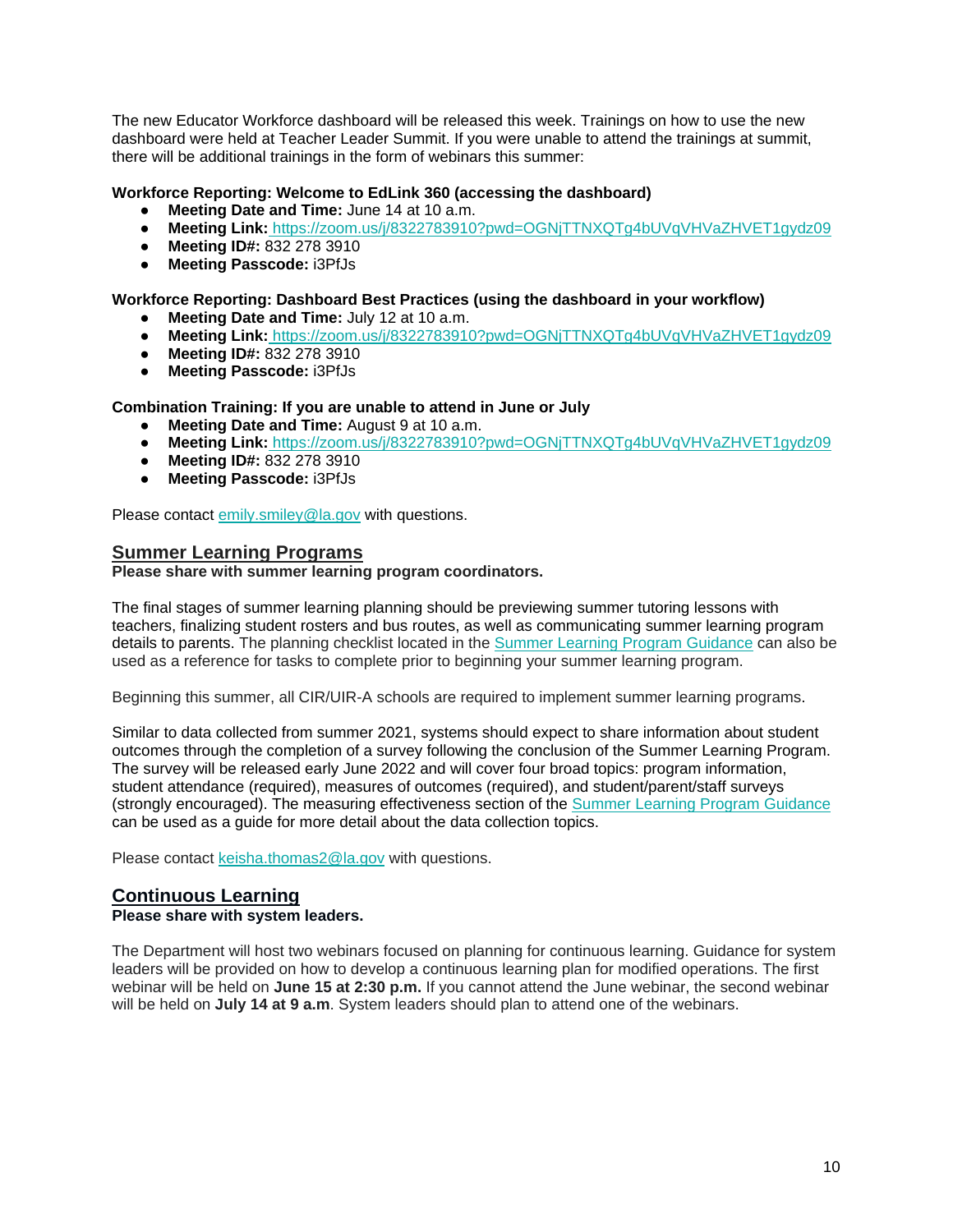The new Educator Workforce dashboard will be released this week. Trainings on how to use the new dashboard were held at Teacher Leader Summit. If you were unable to attend the trainings at summit, there will be additional trainings in the form of webinars this summer:

**Workforce Reporting: Welcome to EdLink 360 (accessing the dashboard)**

- **Meeting Date and Time:** June 14 at 10 a.m.
- **Meeting Link:** https://zoom.us/j/8322783910?pwd=OGNjTTNXQTg4bUVqVHVaZHVET1gydz09
- **Meeting ID#:** 832 278 3910
- **Meeting Passcode:** i3PfJs

**Workforce Reporting: Dashboard Best Practices (using the dashboard in your workflow)**

- **Meeting Date and Time:** July 12 at 10 a.m.
- **Meeting Link:** https://zoom.us/j/8322783910?pwd=OGNjTTNXQTg4bUVqVHVaZHVET1gydz09
- **Meeting ID#:** 832 278 3910
- **Meeting Passcode:** i3PfJs

**Combination Training: If you are unable to attend in June or July**

- **Meeting Date and Time:** August 9 at 10 a.m.
- **Meeting Link:** https://zoom.us/j/8322783910?pwd=OGNjTTNXQTg4bUVqVHVaZHVET1gydz09
- **Meeting ID#:** 832 278 3910
- **Meeting Passcode:** i3PfJs

Please contact emily.smiley@la.gov with questions.

## Summer Learning Programs

**Please share with summer learning program coordinators.**

The final stages of summer learning planning should be previewing summer tutoring lessons with teachers, finalizing student rosters and bus routes, as well as communicating summer learning program details to parents. The planning checklist located in the Summer Learning Program Guidance can also be used as a reference for tasks to complete prior to beginning your summer learning program.

Beginning this summer, all CIR/UIR-A schools are required to implement summer learning programs.

Similar to data collected from summer 2021, systems should expect to share information about student outcomes through the completion of a survey following the conclusion of the Summer Learning Program. The survey will be released early June 2022 and will cover four broad topics: program information, student attendance (required), measures of outcomes (required), and student/parent/staff surveys (strongly encouraged). The measuring effectiveness section of the Summer Learning Program Guidance can be used as a guide for more detail about the data collection topics.

Please contact keisha.thomas2@la.gov with questions.

## Continuous Learning

**Please share with system leaders.**

The Department will host two webinars focused on planning for continuous learning. Guidance for system leaders will be provided on how to develop a continuous learning plan for modified operations. The first webinar will be held on **June 15 at 2:30 p.m.** If you cannot attend the June webinar, the second webinar will be held on **July 14 at 9 a.m**. System leaders should plan to attend one of the webinars.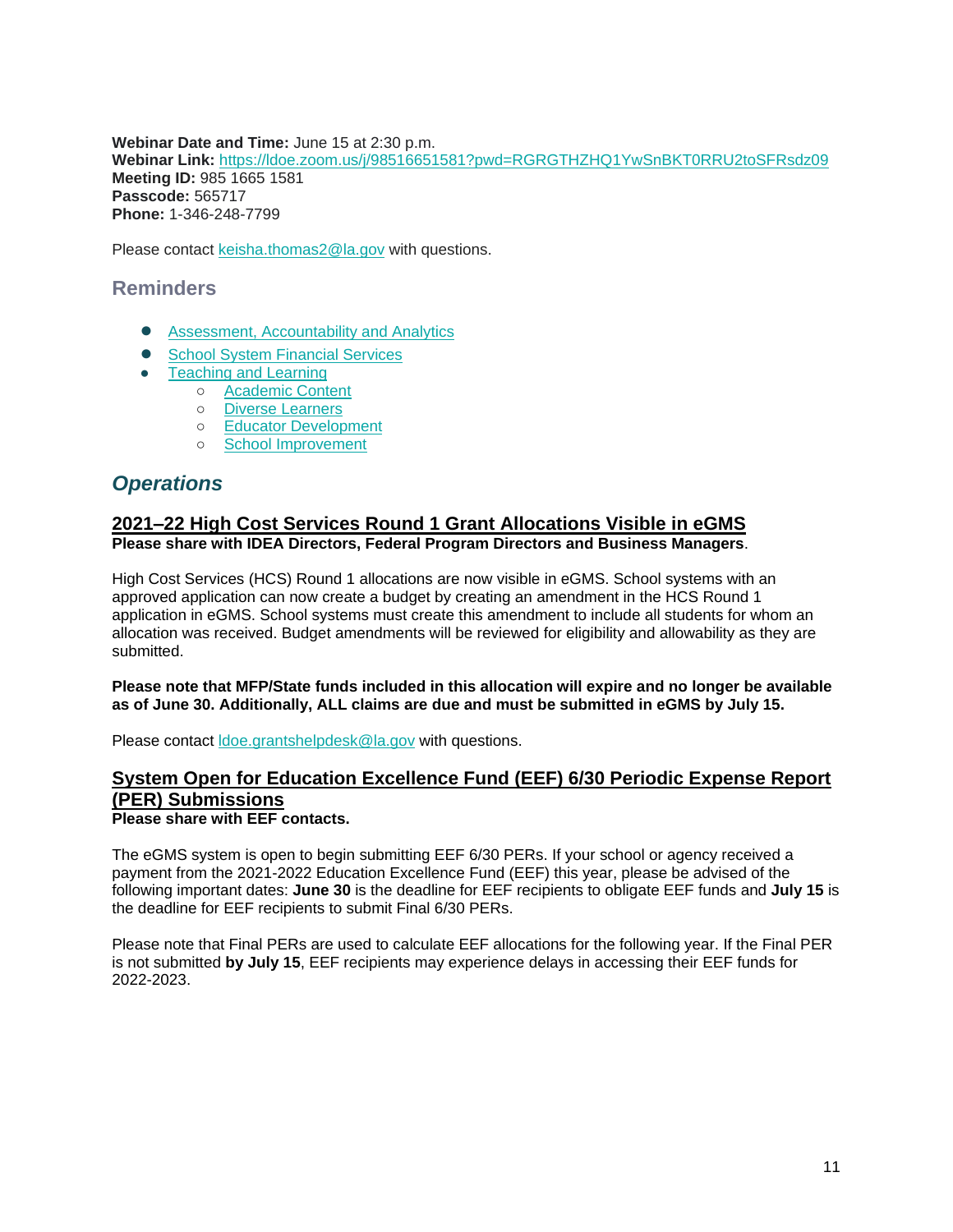**Webinar Date and Time:** June 15 at 2:30 p.m.
**Webinar Link:** [https://ldoe.zoom.us/j/98516651581?pwd=RGRGTHZHQ1YwSnBKT0RRU2toSFRsdz09](https://ldoe.zoom.us/j/98516651581?pwd=RGRGTHZHQ1YwSnBKT0RRU2toSFRsdz09)
**Meeting ID:** 985 1665 1581
**Passcode:** 565717
**Phone:** 1-346-248-7799

Please contact [keisha.thomas2@la.gov](mailto:keisha.thomas2@la.gov) with questions.

## Reminders

- Assessment, Accountability and Analytics
- School System Financial Services
- Teaching and Learning
  - Academic Content
  - Diverse Learners
  - Educator Development
  - School Improvement

## *Operations*

### 2021–22 High Cost Services Round 1 Grant Allocations Visible in eGMS

**Please share with IDEA Directors, Federal Program Directors and Business Managers**.

High Cost Services (HCS) Round 1 allocations are now visible in eGMS. School systems with an approved application can now create a budget by creating an amendment in the HCS Round 1 application in eGMS. School systems must create this amendment to include all students for whom an allocation was received. Budget amendments will be reviewed for eligibility and allowability as they are submitted.

**Please note that MFP/State funds included in this allocation will expire and no longer be available as of June 30. Additionally, ALL claims are due and must be submitted in eGMS by July 15.**

Please contact [ldoe.grantshelpdesk@la.gov](mailto:ldoe.grantshelpdesk@la.gov) with questions.

### System Open for Education Excellence Fund (EEF) 6/30 Periodic Expense Report (PER) Submissions

**Please share with EEF contacts.**

The eGMS system is open to begin submitting EEF 6/30 PERs. If your school or agency received a payment from the 2021-2022 Education Excellence Fund (EEF) this year, please be advised of the following important dates: **June 30** is the deadline for EEF recipients to obligate EEF funds and **July 15** is the deadline for EEF recipients to submit Final 6/30 PERs.

Please note that Final PERs are used to calculate EEF allocations for the following year. If the Final PER is not submitted **by July 15**, EEF recipients may experience delays in accessing their EEF funds for 2022-2023.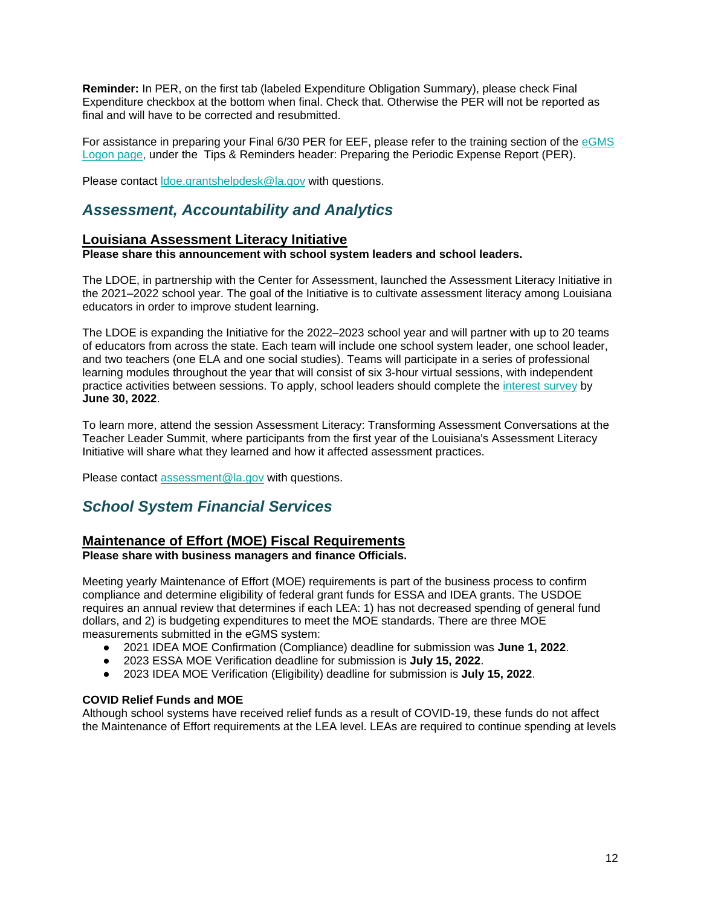**Reminder:** In PER, on the first tab (labeled Expenditure Obligation Summary), please check Final Expenditure checkbox at the bottom when final. Check that. Otherwise the PER will not be reported as final and will have to be corrected and resubmitted.

For assistance in preparing your Final 6/30 PER for EEF, please refer to the training section of the eGMS Logon page, under the Tips & Reminders header: Preparing the Periodic Expense Report (PER).

Please contact ldoe.grantshelpdesk@la.gov with questions.

## *Assessment, Accountability and Analytics*

### Louisiana Assessment Literacy Initiative

**Please share this announcement with school system leaders and school leaders.**

The LDOE, in partnership with the Center for Assessment, launched the Assessment Literacy Initiative in the 2021–2022 school year. The goal of the Initiative is to cultivate assessment literacy among Louisiana educators in order to improve student learning.

The LDOE is expanding the Initiative for the 2022–2023 school year and will partner with up to 20 teams of educators from across the state. Each team will include one school system leader, one school leader, and two teachers (one ELA and one social studies). Teams will participate in a series of professional learning modules throughout the year that will consist of six 3-hour virtual sessions, with independent practice activities between sessions. To apply, school leaders should complete the interest survey by **June 30, 2022**.

To learn more, attend the session Assessment Literacy: Transforming Assessment Conversations at the Teacher Leader Summit, where participants from the first year of the Louisiana's Assessment Literacy Initiative will share what they learned and how it affected assessment practices.

Please contact assessment@la.gov with questions.

## *School System Financial Services*

### Maintenance of Effort (MOE) Fiscal Requirements

**Please share with business managers and finance Officials.**

Meeting yearly Maintenance of Effort (MOE) requirements is part of the business process to confirm compliance and determine eligibility of federal grant funds for ESSA and IDEA grants. The USDOE requires an annual review that determines if each LEA: 1) has not decreased spending of general fund dollars, and 2) is budgeting expenditures to meet the MOE standards. There are three MOE measurements submitted in the eGMS system:

- 2021 IDEA MOE Confirmation (Compliance) deadline for submission was **June 1, 2022**.
- 2023 ESSA MOE Verification deadline for submission is **July 15, 2022**.
- 2023 IDEA MOE Verification (Eligibility) deadline for submission is **July 15, 2022**.

**COVID Relief Funds and MOE**

Although school systems have received relief funds as a result of COVID-19, these funds do not affect the Maintenance of Effort requirements at the LEA level. LEAs are required to continue spending at levels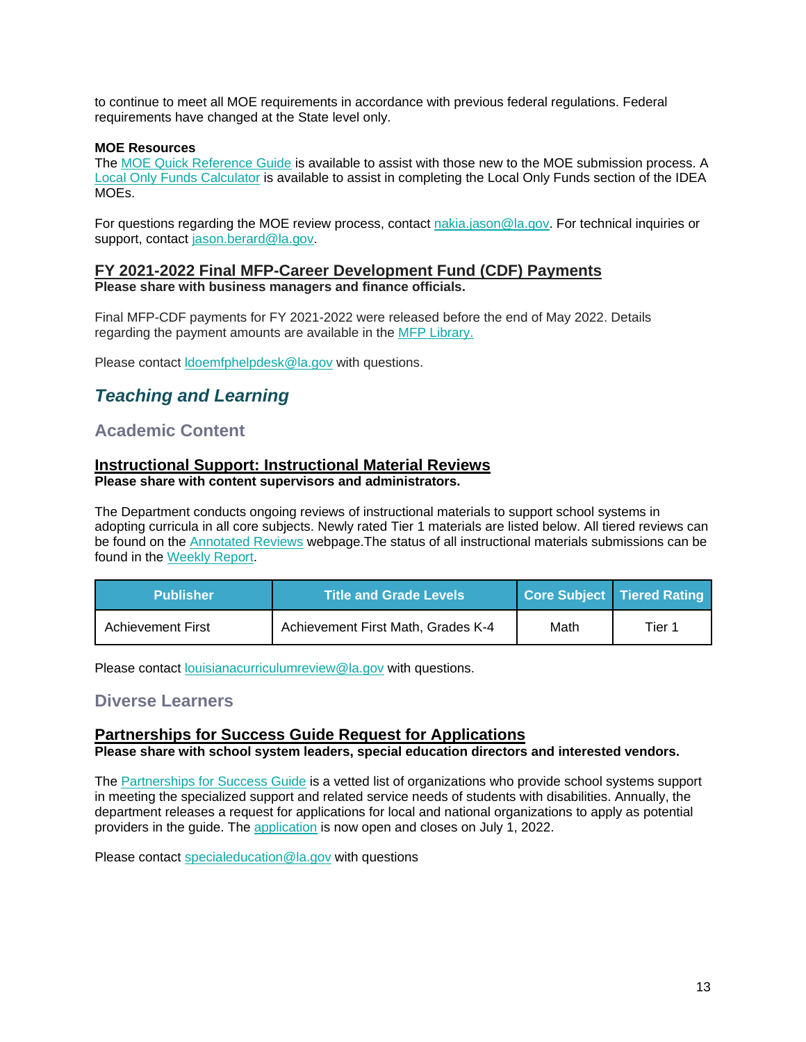to continue to meet all MOE requirements in accordance with previous federal regulations. Federal requirements have changed at the State level only.

**MOE Resources**

The MOE Quick Reference Guide is available to assist with those new to the MOE submission process. A Local Only Funds Calculator is available to assist in completing the Local Only Funds section of the IDEA MOEs.

For questions regarding the MOE review process, contact nakia.jason@la.gov. For technical inquiries or support, contact jason.berard@la.gov.

### FY 2021-2022 Final MFP-Career Development Fund (CDF) Payments

**Please share with business managers and finance officials.**

Final MFP-CDF payments for FY 2021-2022 were released before the end of May 2022. Details regarding the payment amounts are available in the MFP Library.

Please contact ldoemfphelpdesk@la.gov with questions.

# *Teaching and Learning*

## Academic Content

### Instructional Support: Instructional Material Reviews

**Please share with content supervisors and administrators.**

The Department conducts ongoing reviews of instructional materials to support school systems in adopting curricula in all core subjects. Newly rated Tier 1 materials are listed below. All tiered reviews can be found on the Annotated Reviews webpage.The status of all instructional materials submissions can be found in the Weekly Report.

| Publisher | Title and Grade Levels | Core Subject | Tiered Rating |
|---|---|---|---|
| Achievement First | Achievement First Math, Grades K-4 | Math | Tier 1 |

Please contact louisianacurriculumreview@la.gov with questions.

## Diverse Learners

### Partnerships for Success Guide Request for Applications

**Please share with school system leaders, special education directors and interested vendors.**

The Partnerships for Success Guide is a vetted list of organizations who provide school systems support in meeting the specialized support and related service needs of students with disabilities. Annually, the department releases a request for applications for local and national organizations to apply as potential providers in the guide. The application is now open and closes on July 1, 2022.

Please contact specialeducation@la.gov with questions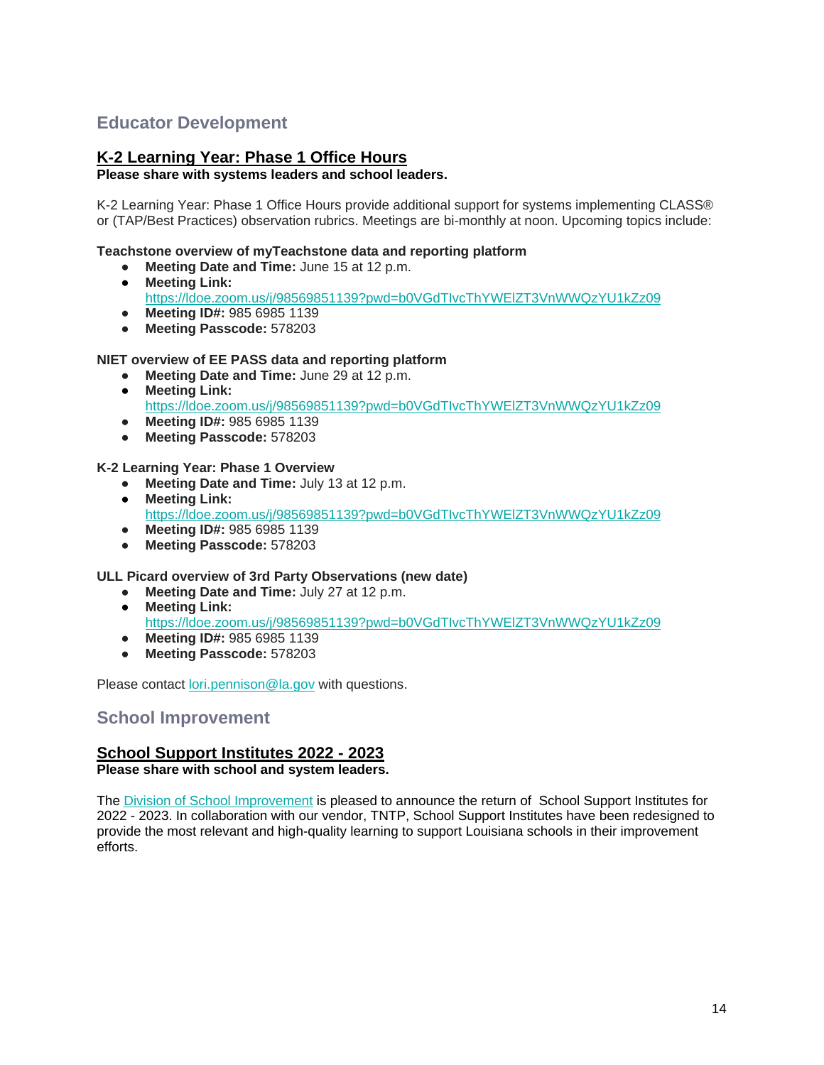## Educator Development

### [K-2 Learning Year: Phase 1 Office Hours]

**Please share with systems leaders and school leaders.**

K-2 Learning Year: Phase 1 Office Hours provide additional support for systems implementing CLASS® or (TAP/Best Practices) observation rubrics. Meetings are bi-monthly at noon. Upcoming topics include:

**Teachstone overview of myTeachstone data and reporting platform**

- **Meeting Date and Time:** June 15 at 12 p.m.
- **Meeting Link:** https://ldoe.zoom.us/j/98569851139?pwd=b0VGdTIvcThYWElZT3VnWWQzYU1kZz09
- **Meeting ID#:** 985 6985 1139
- **Meeting Passcode:** 578203

**NIET overview of EE PASS data and reporting platform**

- **Meeting Date and Time:** June 29 at 12 p.m.
- **Meeting Link:** https://ldoe.zoom.us/j/98569851139?pwd=b0VGdTIvcThYWElZT3VnWWQzYU1kZz09
- **Meeting ID#:** 985 6985 1139
- **Meeting Passcode:** 578203

**K-2 Learning Year: Phase 1 Overview**

- **Meeting Date and Time:** July 13 at 12 p.m.
- **Meeting Link:** https://ldoe.zoom.us/j/98569851139?pwd=b0VGdTIvcThYWElZT3VnWWQzYU1kZz09
- **Meeting ID#:** 985 6985 1139
- **Meeting Passcode:** 578203

**ULL Picard overview of 3rd Party Observations (new date)**

- **Meeting Date and Time:** July 27 at 12 p.m.
- **Meeting Link:** https://ldoe.zoom.us/j/98569851139?pwd=b0VGdTIvcThYWElZT3VnWWQzYU1kZz09
- **Meeting ID#:** 985 6985 1139
- **Meeting Passcode:** 578203

Please contact lori.pennison@la.gov with questions.

## School Improvement

### [School Support Institutes 2022 - 2023]

**Please share with school and system leaders.**

The Division of School Improvement is pleased to announce the return of School Support Institutes for 2022 - 2023. In collaboration with our vendor, TNTP, School Support Institutes have been redesigned to provide the most relevant and high-quality learning to support Louisiana schools in their improvement efforts.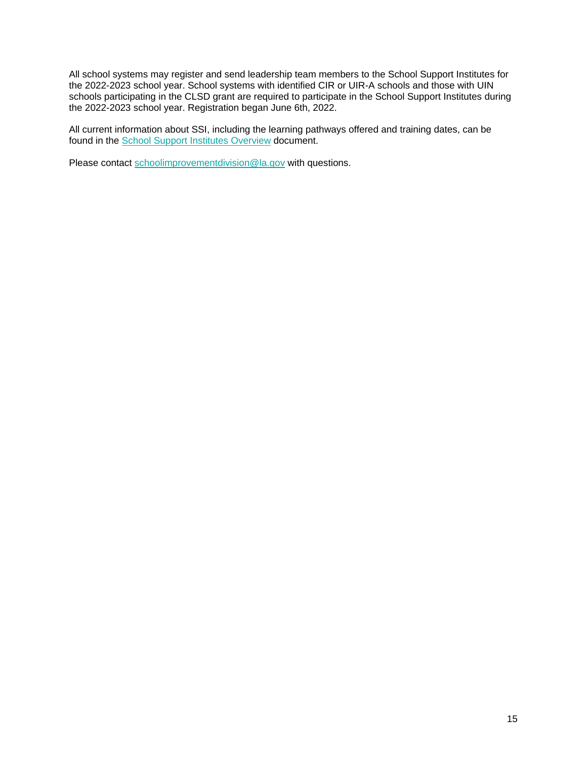All school systems may register and send leadership team members to the School Support Institutes for the 2022-2023 school year. School systems with identified CIR or UIR-A schools and those with UIN schools participating in the CLSD grant are required to participate in the School Support Institutes during the 2022-2023 school year. Registration began June 6th, 2022.

All current information about SSI, including the learning pathways offered and training dates, can be found in the School Support Institutes Overview document.

Please contact schoolimprovementdivision@la.gov with questions.